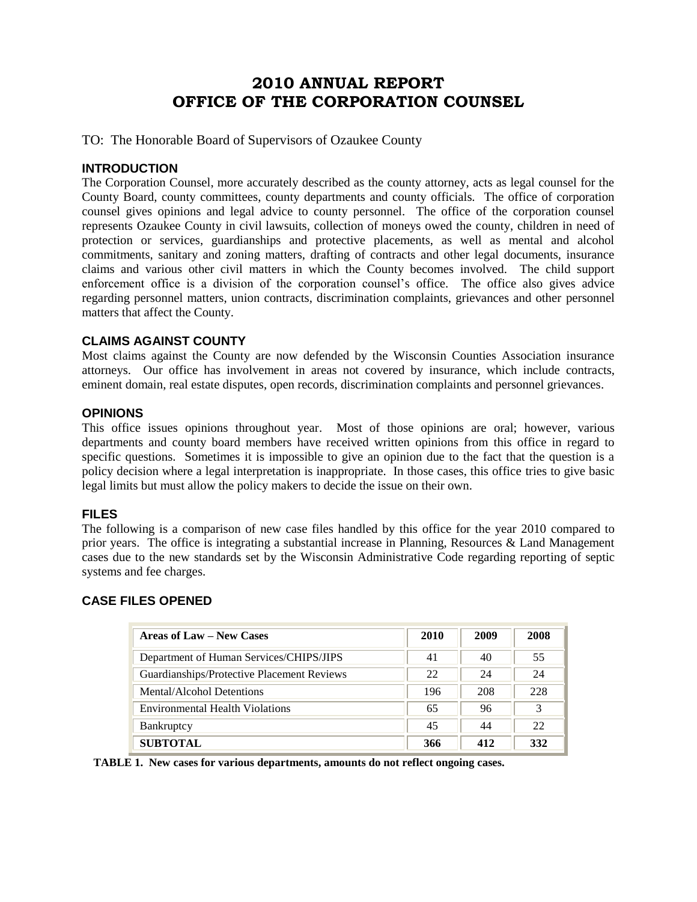# 2010 ANNUAL REPORT
# OFFICE OF THE CORPORATION COUNSEL

TO: The Honorable Board of Supervisors of Ozaukee County

## INTRODUCTION

The Corporation Counsel, more accurately described as the county attorney, acts as legal counsel for the County Board, county committees, county departments and county officials. The office of corporation counsel gives opinions and legal advice to county personnel. The office of the corporation counsel represents Ozaukee County in civil lawsuits, collection of moneys owed the county, children in need of protection or services, guardianships and protective placements, as well as mental and alcohol commitments, sanitary and zoning matters, drafting of contracts and other legal documents, insurance claims and various other civil matters in which the County becomes involved. The child support enforcement office is a division of the corporation counsel's office. The office also gives advice regarding personnel matters, union contracts, discrimination complaints, grievances and other personnel matters that affect the County.

## CLAIMS AGAINST COUNTY

Most claims against the County are now defended by the Wisconsin Counties Association insurance attorneys. Our office has involvement in areas not covered by insurance, which include contracts, eminent domain, real estate disputes, open records, discrimination complaints and personnel grievances.

## OPINIONS

This office issues opinions throughout year. Most of those opinions are oral; however, various departments and county board members have received written opinions from this office in regard to specific questions. Sometimes it is impossible to give an opinion due to the fact that the question is a policy decision where a legal interpretation is inappropriate. In those cases, this office tries to give basic legal limits but must allow the policy makers to decide the issue on their own.

## FILES

The following is a comparison of new case files handled by this office for the year 2010 compared to prior years. The office is integrating a substantial increase in Planning, Resources & Land Management cases due to the new standards set by the Wisconsin Administrative Code regarding reporting of septic systems and fee charges.

## CASE FILES OPENED

| Areas of Law – New Cases | 2010 | 2009 | 2008 |
|---|---|---|---|
| Department of Human Services/CHIPS/JIPS | 41 | 40 | 55 |
| Guardianships/Protective Placement Reviews | 22 | 24 | 24 |
| Mental/Alcohol Detentions | 196 | 208 | 228 |
| Environmental Health Violations | 65 | 96 | 3 |
| Bankruptcy | 45 | 44 | 22 |
| **SUBTOTAL** | **366** | **412** | **332** |

**TABLE 1. New cases for various departments, amounts do not reflect ongoing cases.**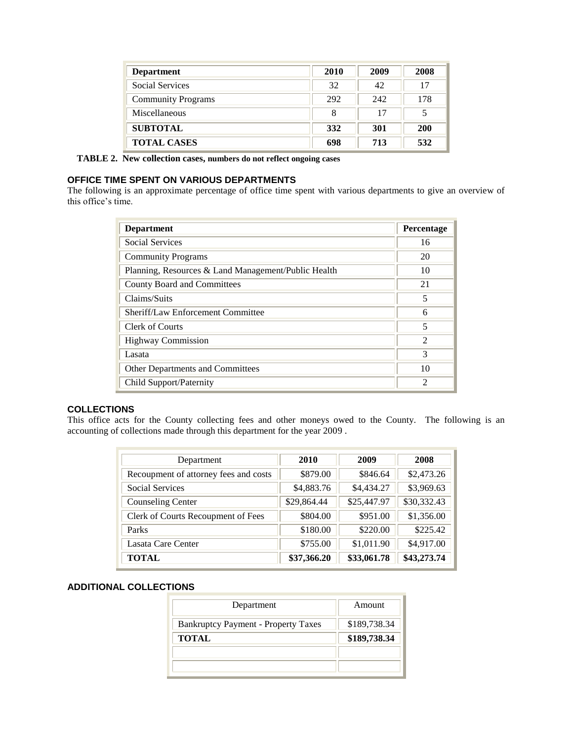| Department | 2010 | 2009 | 2008 |
|---|---|---|---|
| Social Services | 32 | 42 | 17 |
| Community Programs | 292 | 242 | 178 |
| Miscellaneous | 8 | 17 | 5 |
| **SUBTOTAL** | **332** | **301** | **200** |
| **TOTAL CASES** | **698** | **713** | **532** |

**TABLE 2. New collection cases, numbers do not reflect ongoing cases**

### OFFICE TIME SPENT ON VARIOUS DEPARTMENTS

The following is an approximate percentage of office time spent with various departments to give an overview of this office's time.

| Department | Percentage |
|---|---|
| Social Services | 16 |
| Community Programs | 20 |
| Planning, Resources & Land Management/Public Health | 10 |
| County Board and Committees | 21 |
| Claims/Suits | 5 |
| Sheriff/Law Enforcement Committee | 6 |
| Clerk of Courts | 5 |
| Highway Commission | 2 |
| Lasata | 3 |
| Other Departments and Committees | 10 |
| Child Support/Paternity | 2 |

### COLLECTIONS

This office acts for the County collecting fees and other moneys owed to the County. The following is an accounting of collections made through this department for the year 2009 .

| Department | 2010 | 2009 | 2008 |
|---|---|---|---|
| Recoupment of attorney fees and costs | $879.00 | $846.64 | $2,473.26 |
| Social Services | $4,883.76 | $4,434.27 | $3,969.63 |
| Counseling Center | $29,864.44 | $25,447.97 | $30,332.43 |
| Clerk of Courts Recoupment of Fees | $804.00 | $951.00 | $1,356.00 |
| Parks | $180.00 | $220.00 | $225.42 |
| Lasata Care Center | $755.00 | $1,011.90 | $4,917.00 |
| **TOTAL** | **$37,366.20** | **$33,061.78** | **$43,273.74** |

### ADDITIONAL COLLECTIONS

| Department | Amount |
|---|---|
| Bankruptcy Payment - Property Taxes | $189,738.34 |
| **TOTAL** | **$189,738.34** |
| | |
| | |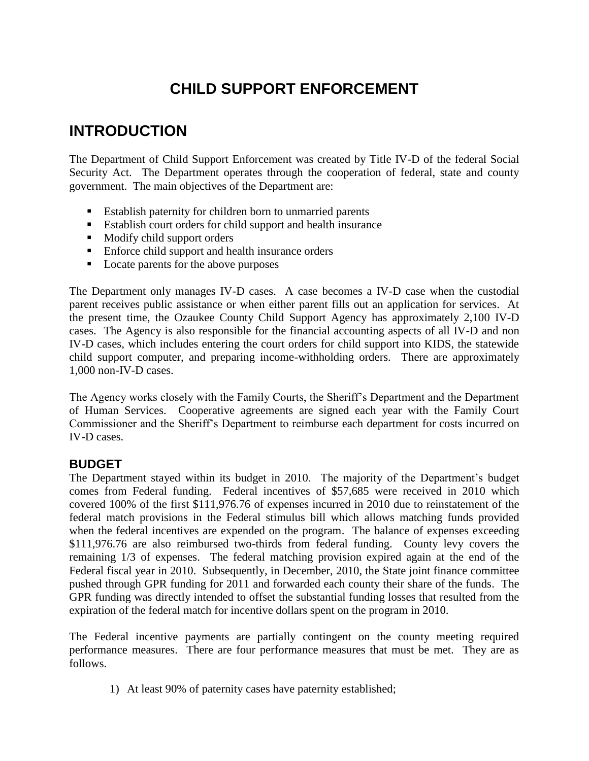# CHILD SUPPORT ENFORCEMENT

## INTRODUCTION

The Department of Child Support Enforcement was created by Title IV-D of the federal Social Security Act. The Department operates through the cooperation of federal, state and county government. The main objectives of the Department are:

- Establish paternity for children born to unmarried parents
- Establish court orders for child support and health insurance
- Modify child support orders
- Enforce child support and health insurance orders
- Locate parents for the above purposes

The Department only manages IV-D cases. A case becomes a IV-D case when the custodial parent receives public assistance or when either parent fills out an application for services. At the present time, the Ozaukee County Child Support Agency has approximately 2,100 IV-D cases. The Agency is also responsible for the financial accounting aspects of all IV-D and non IV-D cases, which includes entering the court orders for child support into KIDS, the statewide child support computer, and preparing income-withholding orders. There are approximately 1,000 non-IV-D cases.

The Agency works closely with the Family Courts, the Sheriff's Department and the Department of Human Services. Cooperative agreements are signed each year with the Family Court Commissioner and the Sheriff's Department to reimburse each department for costs incurred on IV-D cases.

### BUDGET

The Department stayed within its budget in 2010. The majority of the Department's budget comes from Federal funding. Federal incentives of $57,685 were received in 2010 which covered 100% of the first $111,976.76 of expenses incurred in 2010 due to reinstatement of the federal match provisions in the Federal stimulus bill which allows matching funds provided when the federal incentives are expended on the program. The balance of expenses exceeding $111,976.76 are also reimbursed two-thirds from federal funding. County levy covers the remaining 1/3 of expenses. The federal matching provision expired again at the end of the Federal fiscal year in 2010. Subsequently, in December, 2010, the State joint finance committee pushed through GPR funding for 2011 and forwarded each county their share of the funds. The GPR funding was directly intended to offset the substantial funding losses that resulted from the expiration of the federal match for incentive dollars spent on the program in 2010.

The Federal incentive payments are partially contingent on the county meeting required performance measures. There are four performance measures that must be met. They are as follows.

1) At least 90% of paternity cases have paternity established;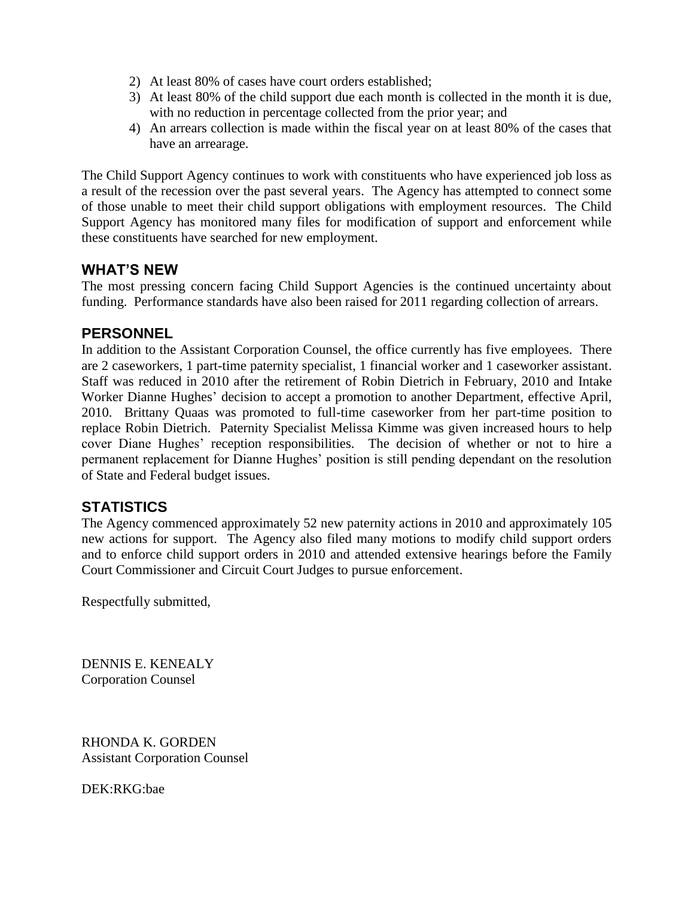2) At least 80% of cases have court orders established;
3) At least 80% of the child support due each month is collected in the month it is due, with no reduction in percentage collected from the prior year; and
4) An arrears collection is made within the fiscal year on at least 80% of the cases that have an arrearage.

The Child Support Agency continues to work with constituents who have experienced job loss as a result of the recession over the past several years. The Agency has attempted to connect some of those unable to meet their child support obligations with employment resources. The Child Support Agency has monitored many files for modification of support and enforcement while these constituents have searched for new employment.

## WHAT'S NEW

The most pressing concern facing Child Support Agencies is the continued uncertainty about funding. Performance standards have also been raised for 2011 regarding collection of arrears.

## PERSONNEL

In addition to the Assistant Corporation Counsel, the office currently has five employees. There are 2 caseworkers, 1 part-time paternity specialist, 1 financial worker and 1 caseworker assistant. Staff was reduced in 2010 after the retirement of Robin Dietrich in February, 2010 and Intake Worker Dianne Hughes' decision to accept a promotion to another Department, effective April, 2010. Brittany Quaas was promoted to full-time caseworker from her part-time position to replace Robin Dietrich. Paternity Specialist Melissa Kimme was given increased hours to help cover Diane Hughes' reception responsibilities. The decision of whether or not to hire a permanent replacement for Dianne Hughes' position is still pending dependant on the resolution of State and Federal budget issues.

## STATISTICS

The Agency commenced approximately 52 new paternity actions in 2010 and approximately 105 new actions for support. The Agency also filed many motions to modify child support orders and to enforce child support orders in 2010 and attended extensive hearings before the Family Court Commissioner and Circuit Court Judges to pursue enforcement.

Respectfully submitted,

DENNIS E. KENEALY
Corporation Counsel

RHONDA K. GORDEN
Assistant Corporation Counsel

DEK:RKG:bae